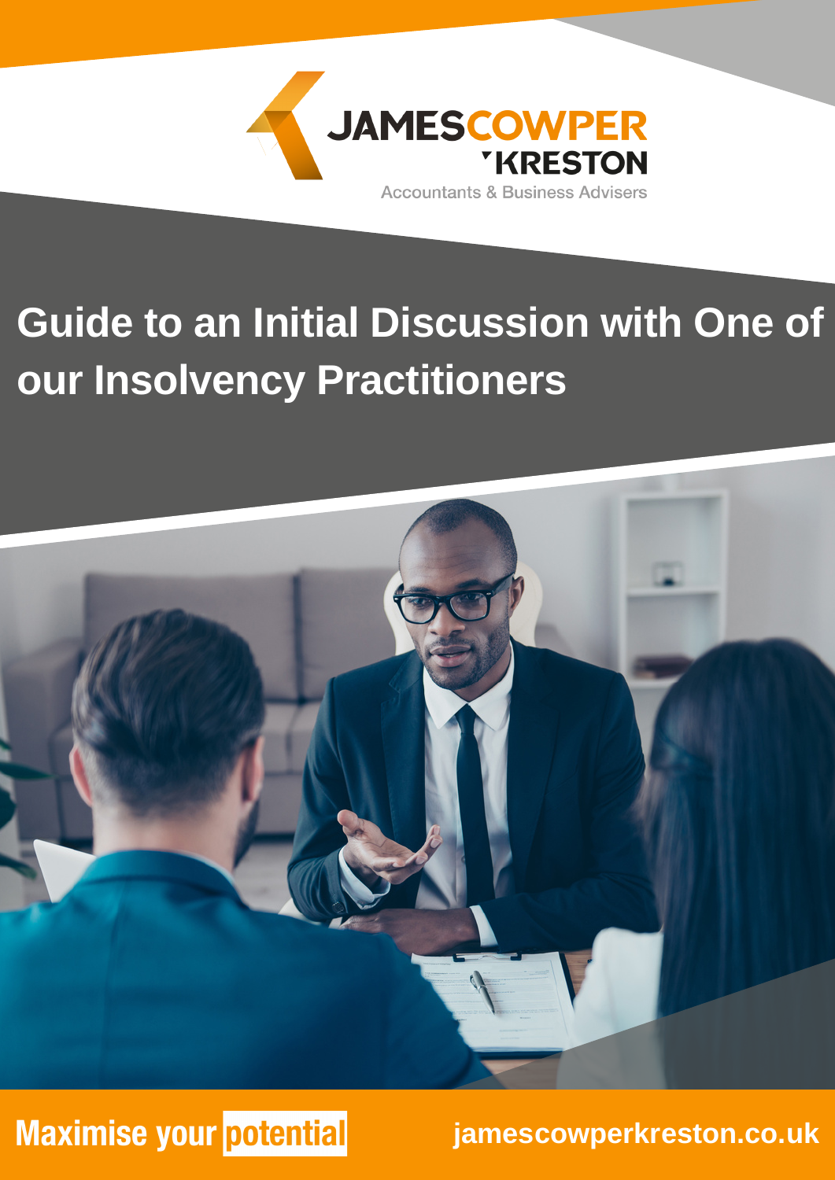JAMESCOWPER KRESTON

Accountants & Business Advisers

# Guide to an Initial Discussion with One of our Insolvency Practitioners

Maximise your potential

jamescowperkreston.co.uk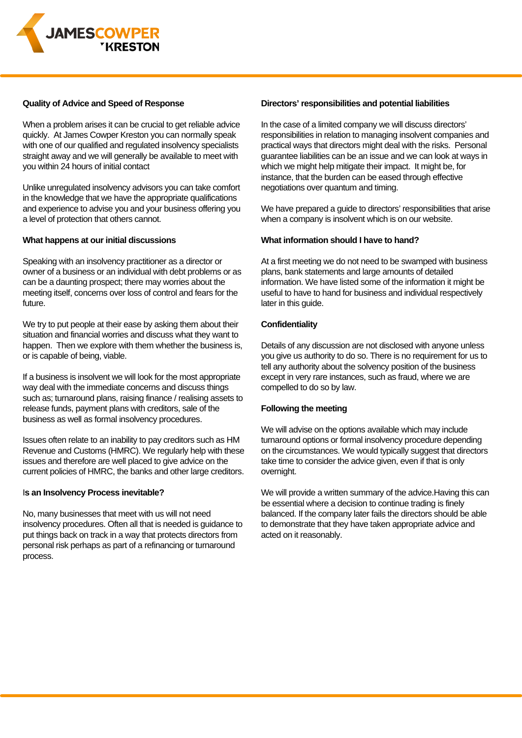### Quality of Advice and Speed of Response

When a problem arises it can be crucial to get reliable advice quickly. At James Cowper Kreston you can normally speak with one of our qualified and regulated insolvency specialists straight away and we will generally be available to meet with you within 24 hours of initial contact

Unlike unregulated insolvency advisors you can take comfort in the knowledge that we have the appropriate qualifications and experience to advise you and your business offering you a level of protection that others cannot.

### What happens at our initial discussions

Speaking with an insolvency practitioner as a director or owner of a business or an individual with debt problems or as can be a daunting prospect; there may worries about the meeting itself, concerns over loss of control and fears for the future.

We try to put people at their ease by asking them about their situation and financial worries and discuss what they want to happen. Then we explore with them whether the business is, or is capable of being, viable.

If a business is insolvent we will look for the most appropriate way deal with the immediate concerns and discuss things such as; turnaround plans, raising finance / realising assets to release funds, payment plans with creditors, sale of the business as well as formal insolvency procedures.

Issues often relate to an inability to pay creditors such as HM Revenue and Customs (HMRC). We regularly help with these issues and therefore are well placed to give advice on the current policies of HMRC, the banks and other large creditors.

### Is an Insolvency Process inevitable?

No, many businesses that meet with us will not need insolvency procedures. Often all that is needed is guidance to put things back on track in a way that protects directors from personal risk perhaps as part of a refinancing or turnaround process.

### Directors' responsibilities and potential liabilities

In the case of a limited company we will discuss directors' responsibilities in relation to managing insolvent companies and practical ways that directors might deal with the risks. Personal guarantee liabilities can be an issue and we can look at ways in which we might help mitigate their impact. It might be, for instance, that the burden can be eased through effective negotiations over quantum and timing.

We have prepared a guide to directors' responsibilities that arise when a company is insolvent which is on our website.

### What information should I have to hand?

At a first meeting we do not need to be swamped with business plans, bank statements and large amounts of detailed information. We have listed some of the information it might be useful to have to hand for business and individual respectively later in this guide.

### Confidentiality

Details of any discussion are not disclosed with anyone unless you give us authority to do so. There is no requirement for us to tell any authority about the solvency position of the business except in very rare instances, such as fraud, where we are compelled to do so by law.

### Following the meeting

We will advise on the options available which may include turnaround options or formal insolvency procedure depending on the circumstances. We would typically suggest that directors take time to consider the advice given, even if that is only overnight.

We will provide a written summary of the advice.Having this can be essential where a decision to continue trading is finely balanced. If the company later fails the directors should be able to demonstrate that they have taken appropriate advice and acted on it reasonably.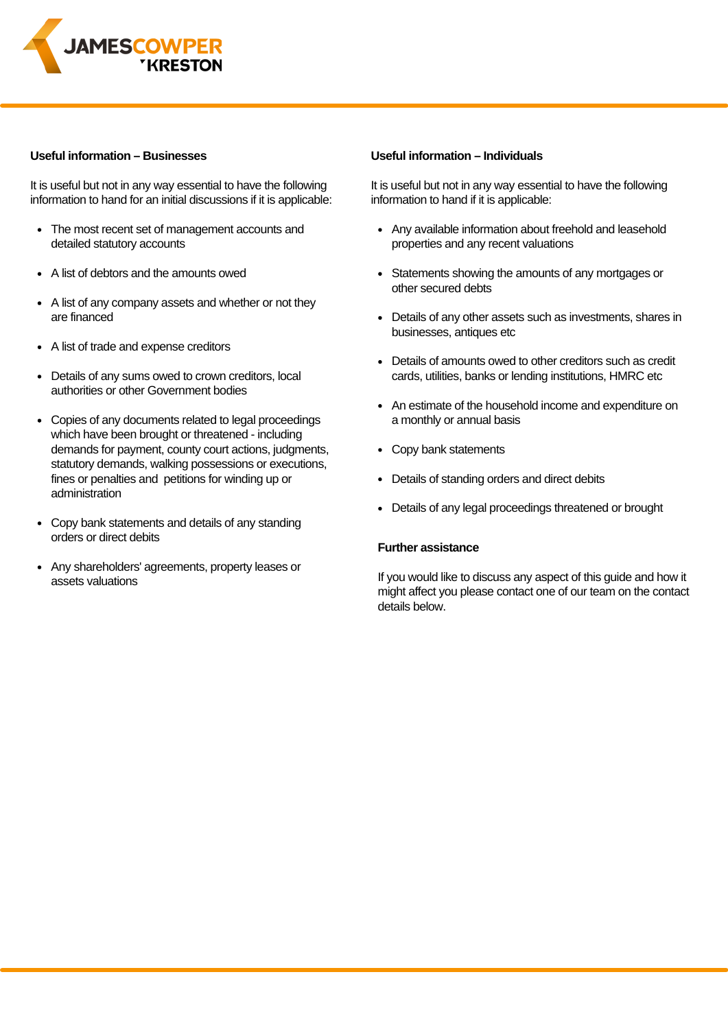### Useful information – Businesses

It is useful but not in any way essential to have the following information to hand for an initial discussions if it is applicable:

- The most recent set of management accounts and detailed statutory accounts
- A list of debtors and the amounts owed
- A list of any company assets and whether or not they are financed
- A list of trade and expense creditors
- Details of any sums owed to crown creditors, local authorities or other Government bodies
- Copies of any documents related to legal proceedings which have been brought or threatened - including demands for payment, county court actions, judgments, statutory demands, walking possessions or executions, fines or penalties and petitions for winding up or administration
- Copy bank statements and details of any standing orders or direct debits
- Any shareholders' agreements, property leases or assets valuations

### Useful information – Individuals

It is useful but not in any way essential to have the following information to hand if it is applicable:

- Any available information about freehold and leasehold properties and any recent valuations
- Statements showing the amounts of any mortgages or other secured debts
- Details of any other assets such as investments, shares in businesses, antiques etc
- Details of amounts owed to other creditors such as credit cards, utilities, banks or lending institutions, HMRC etc
- An estimate of the household income and expenditure on a monthly or annual basis
- Copy bank statements
- Details of standing orders and direct debits
- Details of any legal proceedings threatened or brought

### Further assistance

If you would like to discuss any aspect of this guide and how it might affect you please contact one of our team on the contact details below.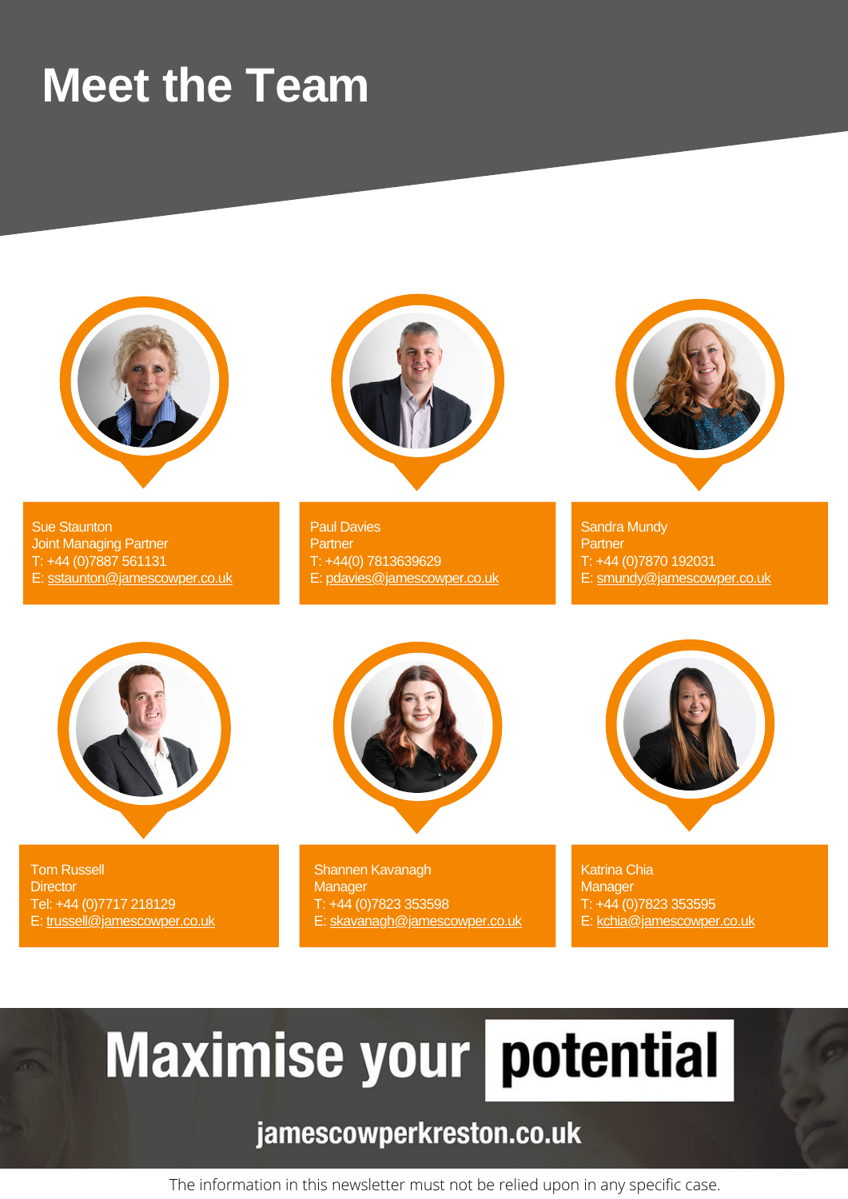# Meet the Team

Sue Staunton
Joint Managing Partner
T: +44 (0)7887 561131
E: sstaunton@jamescowper.co.uk

Paul Davies
Partner
T: +44(0) 7813639629
E: pdavies@jamescowper.co.uk

Sandra Mundy
Partner
T: +44 (0)7870 192031
E: smundy@jamescowper.co.uk

Tom Russell
Director
Tel: +44 (0)7717 218129
E: trussell@jamescowper.co.uk

Shannen Kavanagh
Manager
T: +44 (0)7823 353598
E: skavanagh@jamescowper.co.uk

Katrina Chia
Manager
T: +44 (0)7823 353595
E: kchia@jamescowper.co.uk

**Maximise your potential**

jamescowperkreston.co.uk

The information in this newsletter must not be relied upon in any specific case.